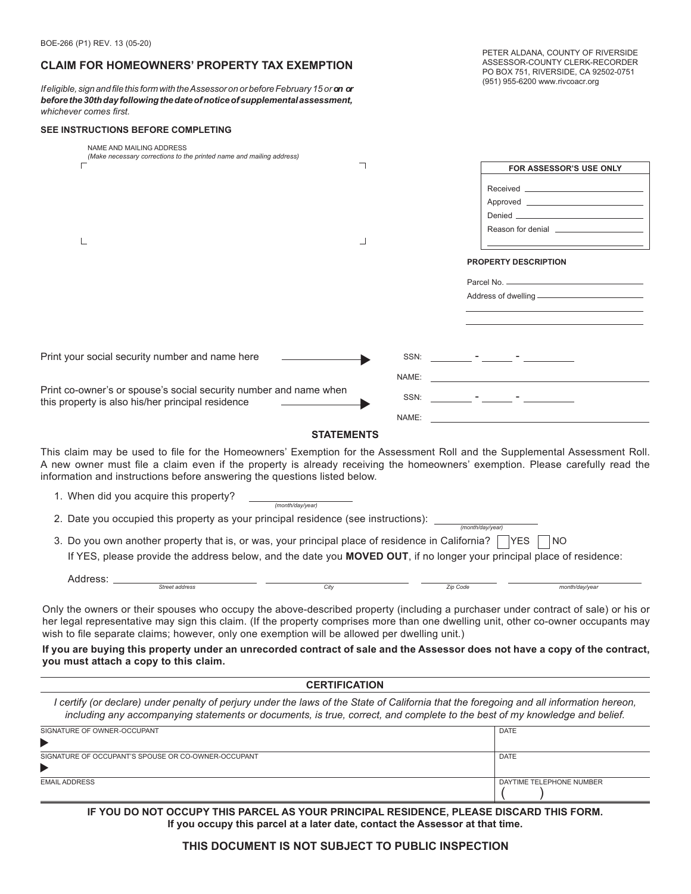BOE-266 (P1) REV. 13 (05-20)

PETER ALDANA, COUNTY OF RIVERSIDE
ASSESSOR-COUNTY CLERK-RECORDER
PO BOX 751, RIVERSIDE, CA 92502-0751
(951) 955-6200 www.rivcoacr.org

# CLAIM FOR HOMEOWNERS' PROPERTY TAX EXEMPTION

*If eligible, sign and file this form with the Assessor on or before February 15 or* ***on or before the 30th day following the date of notice of supplemental assessment,*** *whichever comes first.*

**SEE INSTRUCTIONS BEFORE COMPLETING**

NAME AND MAILING ADDRESS
*(Make necessary corrections to the printed name and mailing address)*

| FOR ASSESSOR'S USE ONLY |
|---|
| Received |
| Approved |
| Denied |
| Reason for denial |

**PROPERTY DESCRIPTION**

Parcel No. ______________________

Address of dwelling ______________________

Print your social security number and name here → SSN: ____ - ____ - ____

NAME: ______________________

Print co-owner's or spouse's social security number and name when this property is also his/her principal residence → SSN: ____ - ____ - ____

NAME: ______________________

## STATEMENTS

This claim may be used to file for the Homeowners' Exemption for the Assessment Roll and the Supplemental Assessment Roll. A new owner must file a claim even if the property is already receiving the homeowners' exemption. Please carefully read the information and instructions before answering the questions listed below.

1. When did you acquire this property? ______________ *(month/day/year)*
2. Date you occupied this property as your principal residence (see instructions): ______________ *(month/day/year)*
3. Do you own another property that is, or was, your principal place of residence in California? ☐ YES ☐ NO

   If YES, please provide the address below, and the date you **MOVED OUT**, if no longer your principal place of residence:

   Address: ______________ *Street address* ______________ *City* ______________ *Zip Code* ______________ *month/day/year*

Only the owners or their spouses who occupy the above-described property (including a purchaser under contract of sale) or his or her legal representative may sign this claim. (If the property comprises more than one dwelling unit, other co-owner occupants may wish to file separate claims; however, only one exemption will be allowed per dwelling unit.)

**If you are buying this property under an unrecorded contract of sale and the Assessor does not have a copy of the contract, you must attach a copy to this claim.**

## CERTIFICATION

*I certify (or declare) under penalty of perjury under the laws of the State of California that the foregoing and all information hereon, including any accompanying statements or documents, is true, correct, and complete to the best of my knowledge and belief.*

| | |
|---|---|
| SIGNATURE OF OWNER-OCCUPANT ▶ | DATE |
| SIGNATURE OF OCCUPANT'S SPOUSE OR CO-OWNER-OCCUPANT ▶ | DATE |
| EMAIL ADDRESS | DAYTIME TELEPHONE NUMBER ( ) |

**IF YOU DO NOT OCCUPY THIS PARCEL AS YOUR PRINCIPAL RESIDENCE, PLEASE DISCARD THIS FORM.**
**If you occupy this parcel at a later date, contact the Assessor at that time.**

**THIS DOCUMENT IS NOT SUBJECT TO PUBLIC INSPECTION**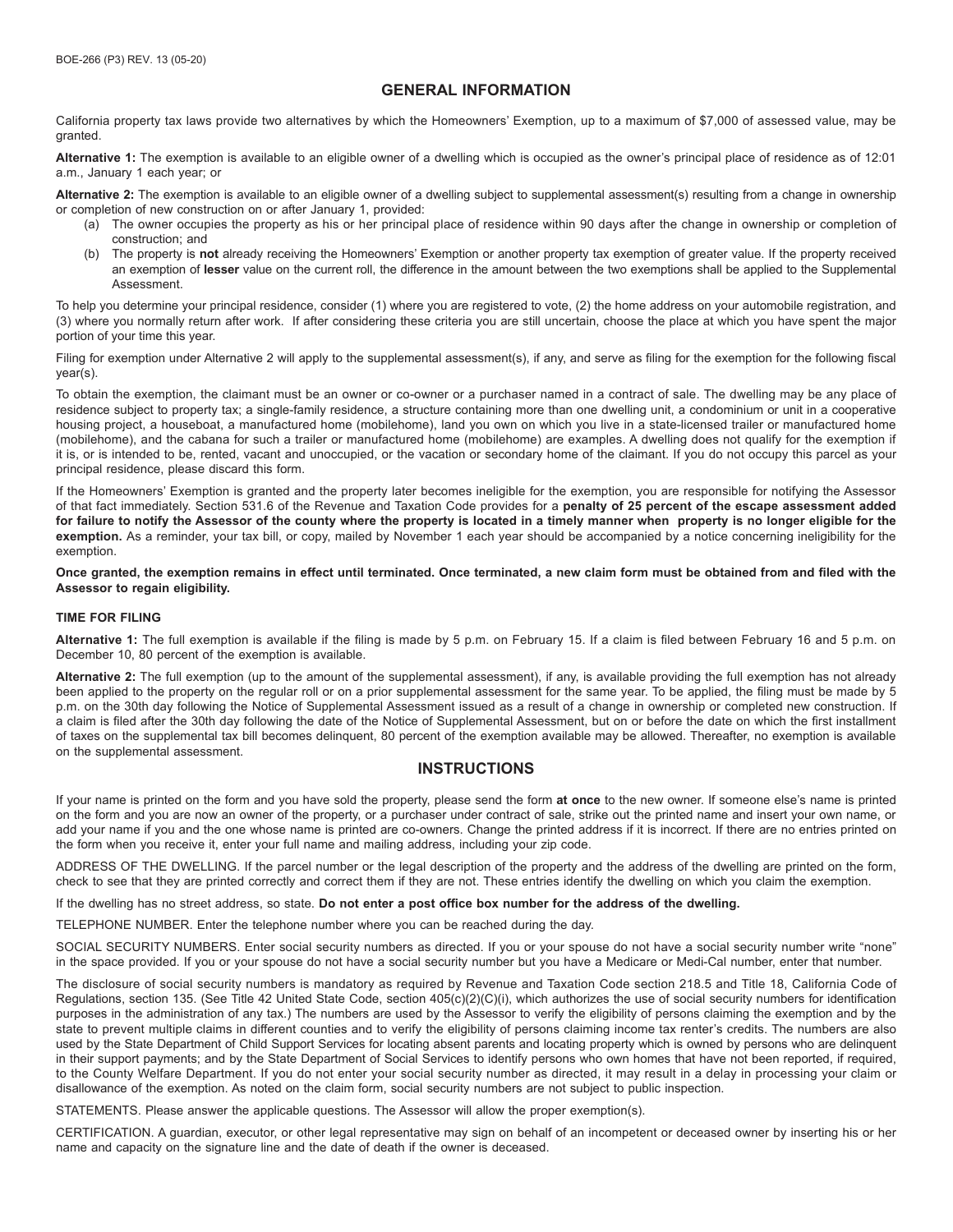## GENERAL INFORMATION

California property tax laws provide two alternatives by which the Homeowners' Exemption, up to a maximum of $7,000 of assessed value, may be granted.

**Alternative 1:** The exemption is available to an eligible owner of a dwelling which is occupied as the owner's principal place of residence as of 12:01 a.m., January 1 each year; or

**Alternative 2:** The exemption is available to an eligible owner of a dwelling subject to supplemental assessment(s) resulting from a change in ownership or completion of new construction on or after January 1, provided:

(a) The owner occupies the property as his or her principal place of residence within 90 days after the change in ownership or completion of construction; and

(b) The property is **not** already receiving the Homeowners' Exemption or another property tax exemption of greater value. If the property received an exemption of **lesser** value on the current roll, the difference in the amount between the two exemptions shall be applied to the Supplemental Assessment.

To help you determine your principal residence, consider (1) where you are registered to vote, (2) the home address on your automobile registration, and (3) where you normally return after work. If after considering these criteria you are still uncertain, choose the place at which you have spent the major portion of your time this year.

Filing for exemption under Alternative 2 will apply to the supplemental assessment(s), if any, and serve as filing for the exemption for the following fiscal year(s).

To obtain the exemption, the claimant must be an owner or co-owner or a purchaser named in a contract of sale. The dwelling may be any place of residence subject to property tax; a single-family residence, a structure containing more than one dwelling unit, a condominium or unit in a cooperative housing project, a houseboat, a manufactured home (mobilehome), land you own on which you live in a state-licensed trailer or manufactured home (mobilehome), and the cabana for such a trailer or manufactured home (mobilehome) are examples. A dwelling does not qualify for the exemption if it is, or is intended to be, rented, vacant and unoccupied, or the vacation or secondary home of the claimant. If you do not occupy this parcel as your principal residence, please discard this form.

If the Homeowners' Exemption is granted and the property later becomes ineligible for the exemption, you are responsible for notifying the Assessor of that fact immediately. Section 531.6 of the Revenue and Taxation Code provides for a **penalty of 25 percent of the escape assessment added for failure to notify the Assessor of the county where the property is located in a timely manner when property is no longer eligible for the exemption.** As a reminder, your tax bill, or copy, mailed by November 1 each year should be accompanied by a notice concerning ineligibility for the exemption.

**Once granted, the exemption remains in effect until terminated. Once terminated, a new claim form must be obtained from and filed with the Assessor to regain eligibility.**

### TIME FOR FILING

**Alternative 1:** The full exemption is available if the filing is made by 5 p.m. on February 15. If a claim is filed between February 16 and 5 p.m. on December 10, 80 percent of the exemption is available.

**Alternative 2:** The full exemption (up to the amount of the supplemental assessment), if any, is available providing the full exemption has not already been applied to the property on the regular roll or on a prior supplemental assessment for the same year. To be applied, the filing must be made by 5 p.m. on the 30th day following the Notice of Supplemental Assessment issued as a result of a change in ownership or completed new construction. If a claim is filed after the 30th day following the date of the Notice of Supplemental Assessment, but on or before the date on which the first installment of taxes on the supplemental tax bill becomes delinquent, 80 percent of the exemption available may be allowed. Thereafter, no exemption is available on the supplemental assessment.

## INSTRUCTIONS

If your name is printed on the form and you have sold the property, please send the form **at once** to the new owner. If someone else's name is printed on the form and you are now an owner of the property, or a purchaser under contract of sale, strike out the printed name and insert your own name, or add your name if you and the one whose name is printed are co-owners. Change the printed address if it is incorrect. If there are no entries printed on the form when you receive it, enter your full name and mailing address, including your zip code.

ADDRESS OF THE DWELLING. If the parcel number or the legal description of the property and the address of the dwelling are printed on the form, check to see that they are printed correctly and correct them if they are not. These entries identify the dwelling on which you claim the exemption.

If the dwelling has no street address, so state. **Do not enter a post office box number for the address of the dwelling.**

TELEPHONE NUMBER. Enter the telephone number where you can be reached during the day.

SOCIAL SECURITY NUMBERS. Enter social security numbers as directed. If you or your spouse do not have a social security number write "none" in the space provided. If you or your spouse do not have a social security number but you have a Medicare or Medi-Cal number, enter that number.

The disclosure of social security numbers is mandatory as required by Revenue and Taxation Code section 218.5 and Title 18, California Code of Regulations, section 135. (See Title 42 United State Code, section 405(c)(2)(C)(i), which authorizes the use of social security numbers for identification purposes in the administration of any tax.) The numbers are used by the Assessor to verify the eligibility of persons claiming the exemption and by the state to prevent multiple claims in different counties and to verify the eligibility of persons claiming income tax renter's credits. The numbers are also used by the State Department of Child Support Services for locating absent parents and locating property which is owned by persons who are delinquent in their support payments; and by the State Department of Social Services to identify persons who own homes that have not been reported, if required, to the County Welfare Department. If you do not enter your social security number as directed, it may result in a delay in processing your claim or disallowance of the exemption. As noted on the claim form, social security numbers are not subject to public inspection.

STATEMENTS. Please answer the applicable questions. The Assessor will allow the proper exemption(s).

CERTIFICATION. A guardian, executor, or other legal representative may sign on behalf of an incompetent or deceased owner by inserting his or her name and capacity on the signature line and the date of death if the owner is deceased.